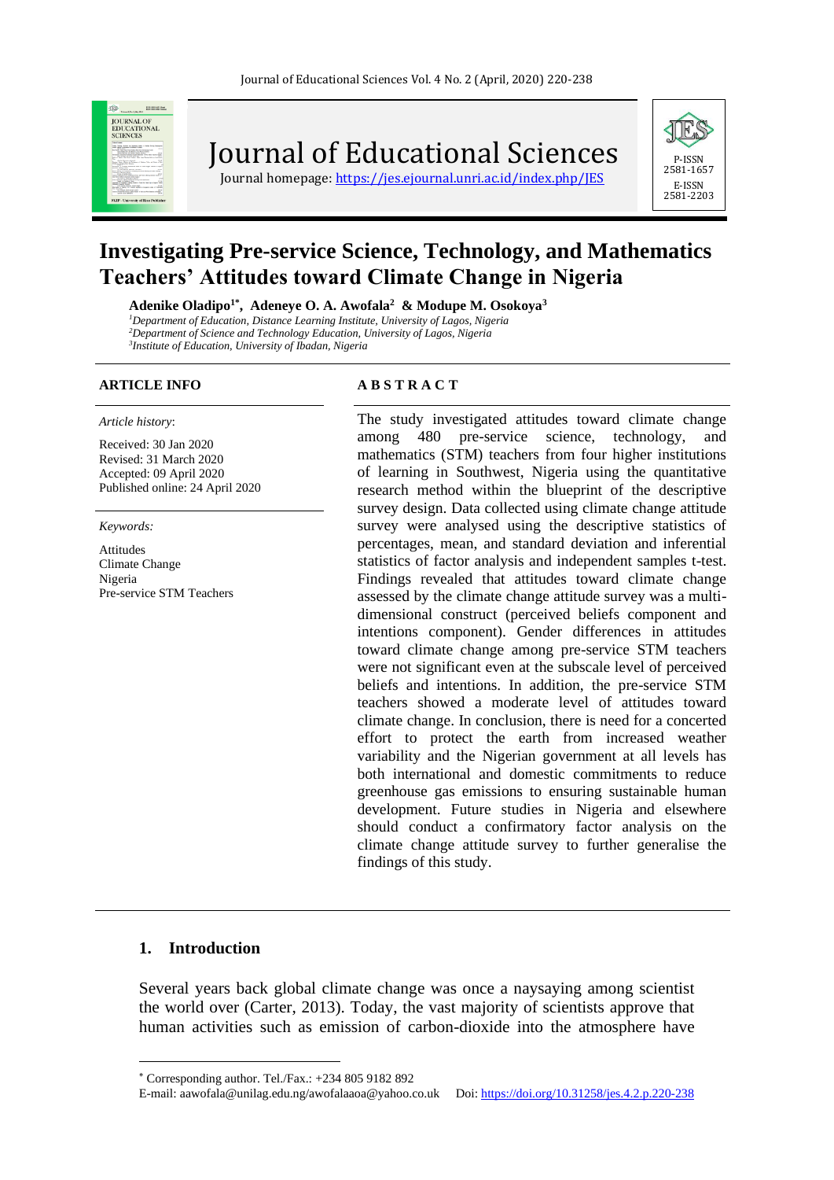# Investigating Pre-service Science, Technology, and Mathematics Teachers' Attitudes toward Climate Change in Nigeria

**Adenike Oladipo[1*], Adeneye O. A. Awofala[2] & Modupe M. Osokoya[3]**

[1]*Department of Education, Distance Learning Institute, University of Lagos, Nigeria*
[2]*Department of Science and Technology Education, University of Lagos, Nigeria*
[3]*Institute of Education, University of Ibadan, Nigeria*

## ARTICLE INFO

*Article history*:

Received: 30 Jan 2020
Revised: 31 March 2020
Accepted: 09 April 2020
Published online: 24 April 2020

*Keywords:*

Attitudes
Climate Change
Nigeria
Pre-service STM Teachers

## ABSTRACT

The study investigated attitudes toward climate change among 480 pre-service science, technology, and mathematics (STM) teachers from four higher institutions of learning in Southwest, Nigeria using the quantitative research method within the blueprint of the descriptive survey design. Data collected using climate change attitude survey were analysed using the descriptive statistics of percentages, mean, and standard deviation and inferential statistics of factor analysis and independent samples t-test. Findings revealed that attitudes toward climate change assessed by the climate change attitude survey was a multi-dimensional construct (perceived beliefs component and intentions component). Gender differences in attitudes toward climate change among pre-service STM teachers were not significant even at the subscale level of perceived beliefs and intentions. In addition, the pre-service STM teachers showed a moderate level of attitudes toward climate change. In conclusion, there is need for a concerted effort to protect the earth from increased weather variability and the Nigerian government at all levels has both international and domestic commitments to reduce greenhouse gas emissions to ensuring sustainable human development. Future studies in Nigeria and elsewhere should conduct a confirmatory factor analysis on the climate change attitude survey to further generalise the findings of this study.

## 1. Introduction

Several years back global climate change was once a naysaying among scientist the world over (Carter, 2013). Today, the vast majority of scientists approve that human activities such as emission of carbon-dioxide into the atmosphere have

---

[*] Corresponding author. Tel./Fax.: +234 805 9182 892
E-mail: aawofala@unilag.edu.ng/awofalaaoa@yahoo.co.uk Doi: https://doi.org/10.31258/jes.4.2.p.220-238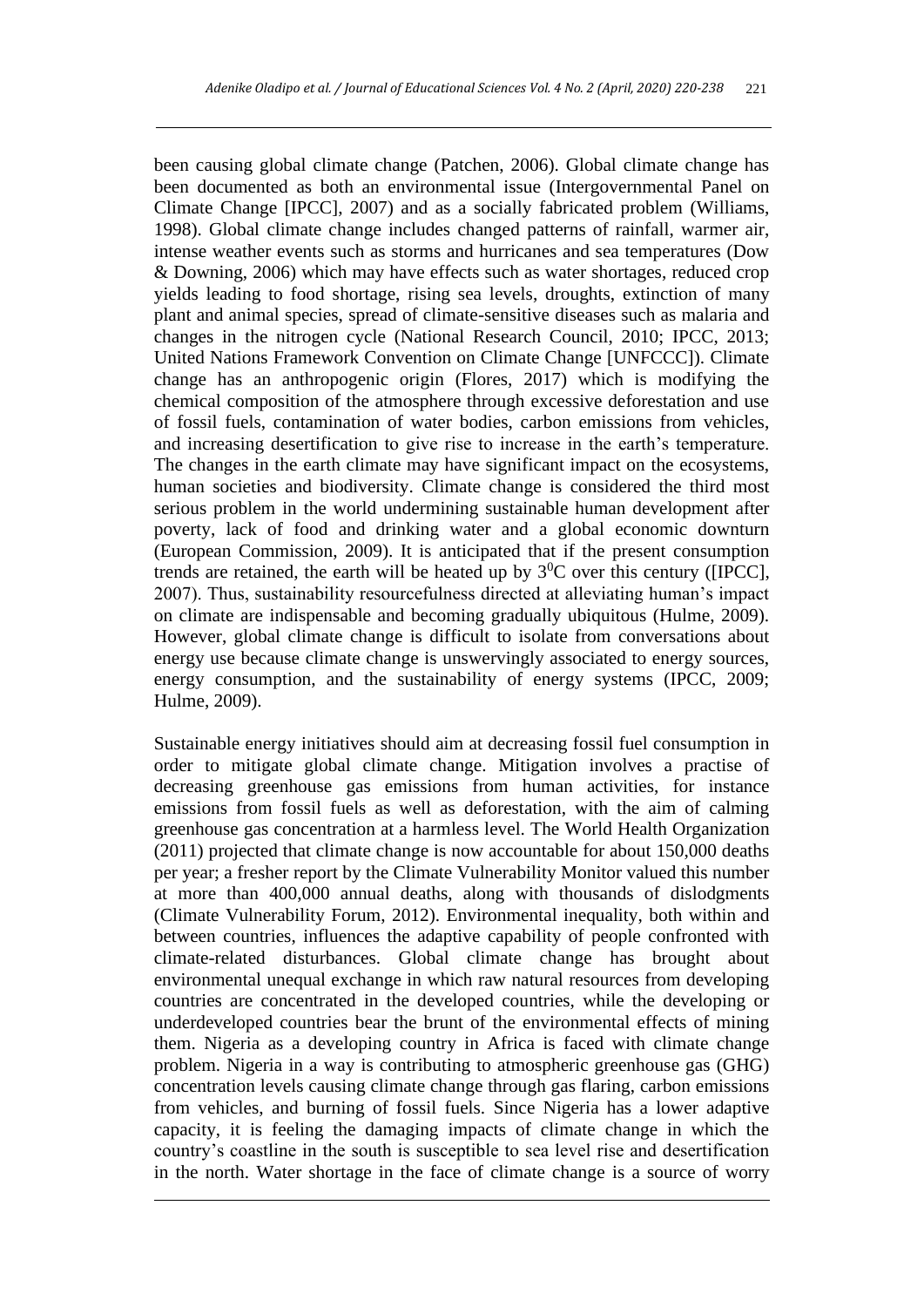been causing global climate change (Patchen, 2006). Global climate change has been documented as both an environmental issue (Intergovernmental Panel on Climate Change [IPCC], 2007) and as a socially fabricated problem (Williams, 1998). Global climate change includes changed patterns of rainfall, warmer air, intense weather events such as storms and hurricanes and sea temperatures (Dow & Downing, 2006) which may have effects such as water shortages, reduced crop yields leading to food shortage, rising sea levels, droughts, extinction of many plant and animal species, spread of climate-sensitive diseases such as malaria and changes in the nitrogen cycle (National Research Council, 2010; IPCC, 2013; United Nations Framework Convention on Climate Change [UNFCCC]). Climate change has an anthropogenic origin (Flores, 2017) which is modifying the chemical composition of the atmosphere through excessive deforestation and use of fossil fuels, contamination of water bodies, carbon emissions from vehicles, and increasing desertification to give rise to increase in the earth's temperature. The changes in the earth climate may have significant impact on the ecosystems, human societies and biodiversity. Climate change is considered the third most serious problem in the world undermining sustainable human development after poverty, lack of food and drinking water and a global economic downturn (European Commission, 2009). It is anticipated that if the present consumption trends are retained, the earth will be heated up by $3^0$C over this century ([IPCC], 2007). Thus, sustainability resourcefulness directed at alleviating human's impact on climate are indispensable and becoming gradually ubiquitous (Hulme, 2009). However, global climate change is difficult to isolate from conversations about energy use because climate change is unswervingly associated to energy sources, energy consumption, and the sustainability of energy systems (IPCC, 2009; Hulme, 2009).

Sustainable energy initiatives should aim at decreasing fossil fuel consumption in order to mitigate global climate change. Mitigation involves a practise of decreasing greenhouse gas emissions from human activities, for instance emissions from fossil fuels as well as deforestation, with the aim of calming greenhouse gas concentration at a harmless level. The World Health Organization (2011) projected that climate change is now accountable for about 150,000 deaths per year; a fresher report by the Climate Vulnerability Monitor valued this number at more than 400,000 annual deaths, along with thousands of dislodgments (Climate Vulnerability Forum, 2012). Environmental inequality, both within and between countries, influences the adaptive capability of people confronted with climate-related disturbances. Global climate change has brought about environmental unequal exchange in which raw natural resources from developing countries are concentrated in the developed countries, while the developing or underdeveloped countries bear the brunt of the environmental effects of mining them. Nigeria as a developing country in Africa is faced with climate change problem. Nigeria in a way is contributing to atmospheric greenhouse gas (GHG) concentration levels causing climate change through gas flaring, carbon emissions from vehicles, and burning of fossil fuels. Since Nigeria has a lower adaptive capacity, it is feeling the damaging impacts of climate change in which the country's coastline in the south is susceptible to sea level rise and desertification in the north. Water shortage in the face of climate change is a source of worry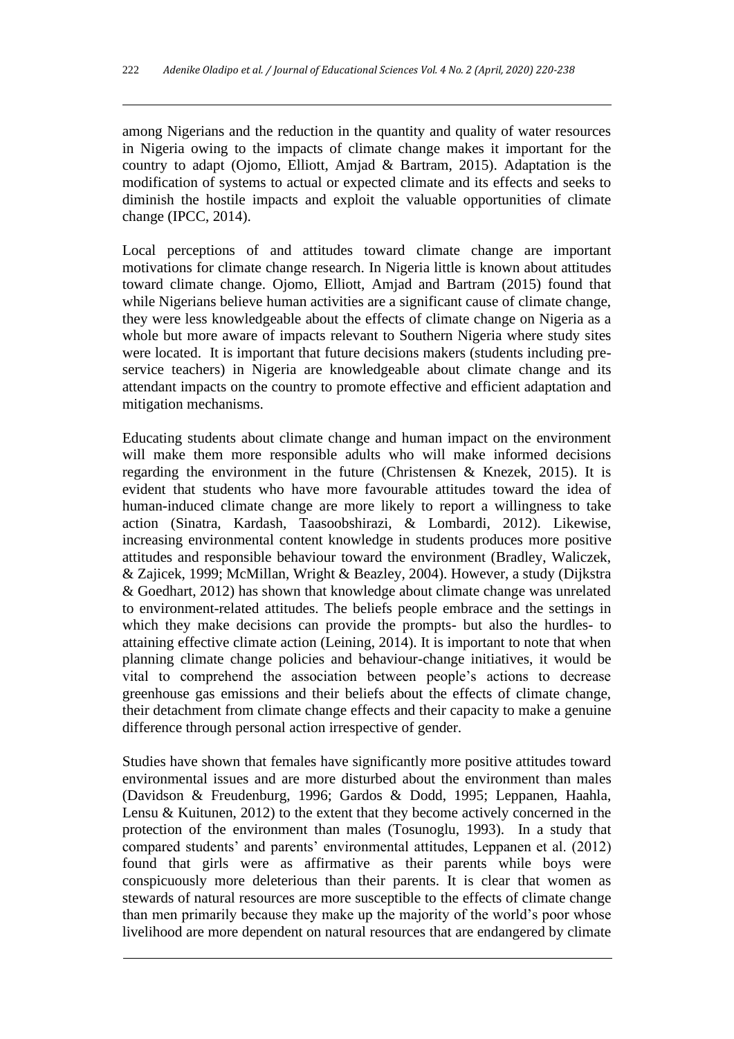among Nigerians and the reduction in the quantity and quality of water resources in Nigeria owing to the impacts of climate change makes it important for the country to adapt (Ojomo, Elliott, Amjad & Bartram, 2015). Adaptation is the modification of systems to actual or expected climate and its effects and seeks to diminish the hostile impacts and exploit the valuable opportunities of climate change (IPCC, 2014).

Local perceptions of and attitudes toward climate change are important motivations for climate change research. In Nigeria little is known about attitudes toward climate change. Ojomo, Elliott, Amjad and Bartram (2015) found that while Nigerians believe human activities are a significant cause of climate change, they were less knowledgeable about the effects of climate change on Nigeria as a whole but more aware of impacts relevant to Southern Nigeria where study sites were located. It is important that future decisions makers (students including pre-service teachers) in Nigeria are knowledgeable about climate change and its attendant impacts on the country to promote effective and efficient adaptation and mitigation mechanisms.

Educating students about climate change and human impact on the environment will make them more responsible adults who will make informed decisions regarding the environment in the future (Christensen & Knezek, 2015). It is evident that students who have more favourable attitudes toward the idea of human-induced climate change are more likely to report a willingness to take action (Sinatra, Kardash, Taasoobshirazi, & Lombardi, 2012). Likewise, increasing environmental content knowledge in students produces more positive attitudes and responsible behaviour toward the environment (Bradley, Waliczek, & Zajicek, 1999; McMillan, Wright & Beazley, 2004). However, a study (Dijkstra & Goedhart, 2012) has shown that knowledge about climate change was unrelated to environment-related attitudes. The beliefs people embrace and the settings in which they make decisions can provide the prompts- but also the hurdles- to attaining effective climate action (Leining, 2014). It is important to note that when planning climate change policies and behaviour-change initiatives, it would be vital to comprehend the association between people's actions to decrease greenhouse gas emissions and their beliefs about the effects of climate change, their detachment from climate change effects and their capacity to make a genuine difference through personal action irrespective of gender.

Studies have shown that females have significantly more positive attitudes toward environmental issues and are more disturbed about the environment than males (Davidson & Freudenburg, 1996; Gardos & Dodd, 1995; Leppanen, Haahla, Lensu & Kuitunen, 2012) to the extent that they become actively concerned in the protection of the environment than males (Tosunoglu, 1993). In a study that compared students' and parents' environmental attitudes, Leppanen et al. (2012) found that girls were as affirmative as their parents while boys were conspicuously more deleterious than their parents. It is clear that women as stewards of natural resources are more susceptible to the effects of climate change than men primarily because they make up the majority of the world's poor whose livelihood are more dependent on natural resources that are endangered by climate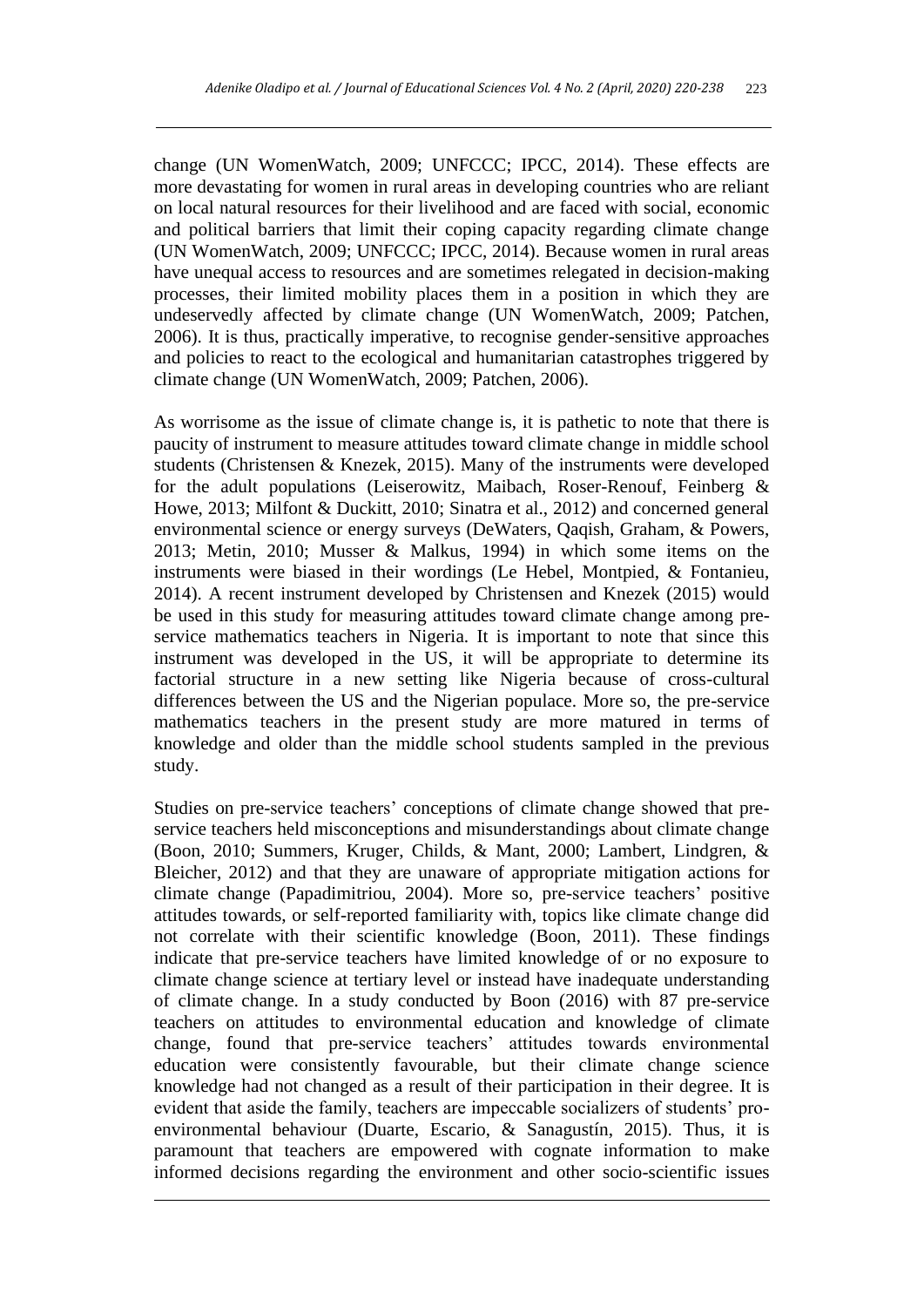change (UN WomenWatch, 2009; UNFCCC; IPCC, 2014). These effects are more devastating for women in rural areas in developing countries who are reliant on local natural resources for their livelihood and are faced with social, economic and political barriers that limit their coping capacity regarding climate change (UN WomenWatch, 2009; UNFCCC; IPCC, 2014). Because women in rural areas have unequal access to resources and are sometimes relegated in decision-making processes, their limited mobility places them in a position in which they are undeservedly affected by climate change (UN WomenWatch, 2009; Patchen, 2006). It is thus, practically imperative, to recognise gender-sensitive approaches and policies to react to the ecological and humanitarian catastrophes triggered by climate change (UN WomenWatch, 2009; Patchen, 2006).

As worrisome as the issue of climate change is, it is pathetic to note that there is paucity of instrument to measure attitudes toward climate change in middle school students (Christensen & Knezek, 2015). Many of the instruments were developed for the adult populations (Leiserowitz, Maibach, Roser-Renouf, Feinberg & Howe, 2013; Milfont & Duckitt, 2010; Sinatra et al., 2012) and concerned general environmental science or energy surveys (DeWaters, Qaqish, Graham, & Powers, 2013; Metin, 2010; Musser & Malkus, 1994) in which some items on the instruments were biased in their wordings (Le Hebel, Montpied, & Fontanieu, 2014). A recent instrument developed by Christensen and Knezek (2015) would be used in this study for measuring attitudes toward climate change among pre-service mathematics teachers in Nigeria. It is important to note that since this instrument was developed in the US, it will be appropriate to determine its factorial structure in a new setting like Nigeria because of cross-cultural differences between the US and the Nigerian populace. More so, the pre-service mathematics teachers in the present study are more matured in terms of knowledge and older than the middle school students sampled in the previous study.

Studies on pre-service teachers' conceptions of climate change showed that pre-service teachers held misconceptions and misunderstandings about climate change (Boon, 2010; Summers, Kruger, Childs, & Mant, 2000; Lambert, Lindgren, & Bleicher, 2012) and that they are unaware of appropriate mitigation actions for climate change (Papadimitriou, 2004). More so, pre-service teachers' positive attitudes towards, or self-reported familiarity with, topics like climate change did not correlate with their scientific knowledge (Boon, 2011). These findings indicate that pre-service teachers have limited knowledge of or no exposure to climate change science at tertiary level or instead have inadequate understanding of climate change. In a study conducted by Boon (2016) with 87 pre-service teachers on attitudes to environmental education and knowledge of climate change, found that pre-service teachers' attitudes towards environmental education were consistently favourable, but their climate change science knowledge had not changed as a result of their participation in their degree. It is evident that aside the family, teachers are impeccable socializers of students' pro-environmental behaviour (Duarte, Escario, & Sanagustín, 2015). Thus, it is paramount that teachers are empowered with cognate information to make informed decisions regarding the environment and other socio-scientific issues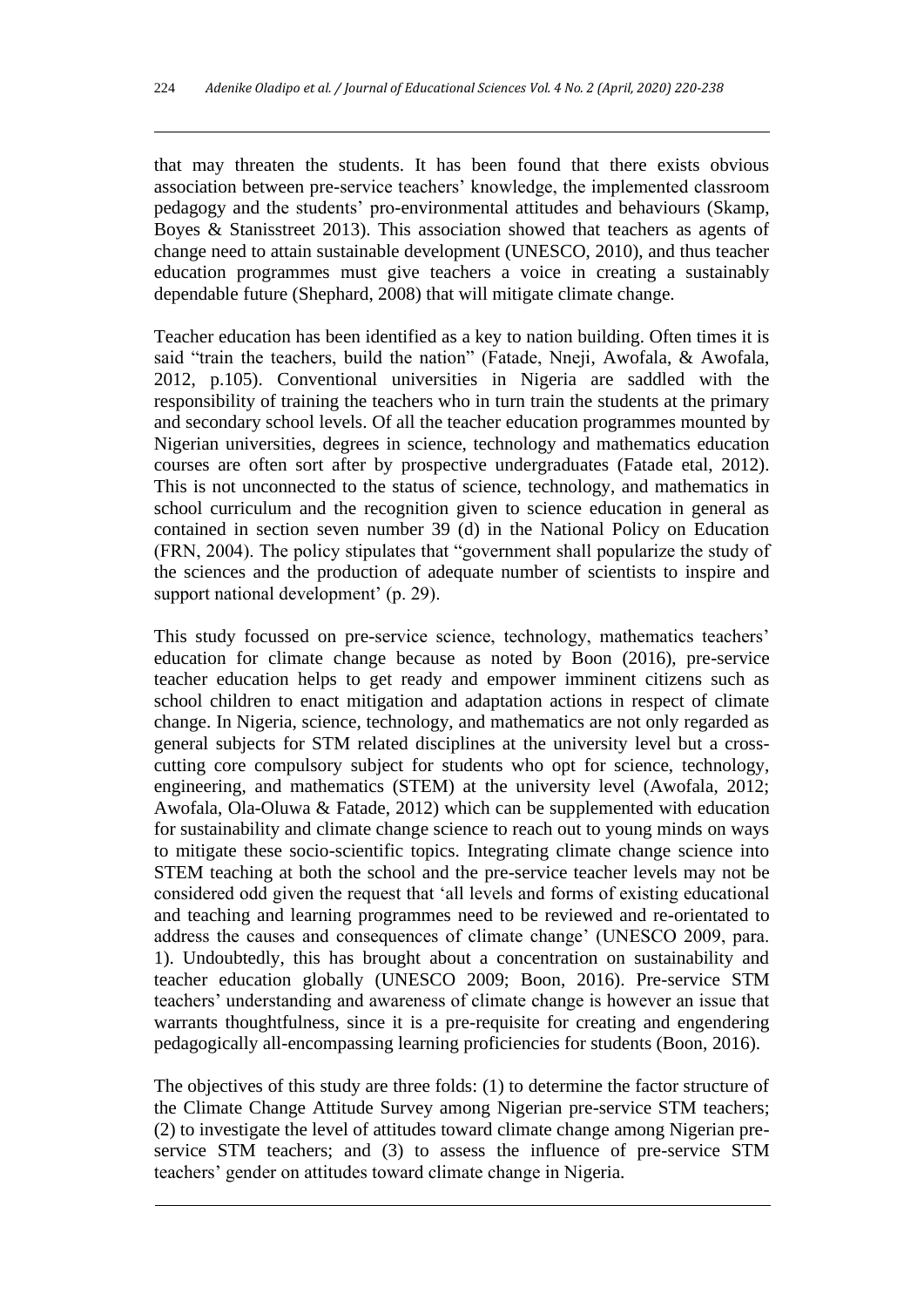that may threaten the students. It has been found that there exists obvious association between pre-service teachers' knowledge, the implemented classroom pedagogy and the students' pro-environmental attitudes and behaviours (Skamp, Boyes & Stanisstreet 2013). This association showed that teachers as agents of change need to attain sustainable development (UNESCO, 2010), and thus teacher education programmes must give teachers a voice in creating a sustainably dependable future (Shephard, 2008) that will mitigate climate change.

Teacher education has been identified as a key to nation building. Often times it is said "train the teachers, build the nation" (Fatade, Nneji, Awofala, & Awofala, 2012, p.105). Conventional universities in Nigeria are saddled with the responsibility of training the teachers who in turn train the students at the primary and secondary school levels. Of all the teacher education programmes mounted by Nigerian universities, degrees in science, technology and mathematics education courses are often sort after by prospective undergraduates (Fatade etal, 2012). This is not unconnected to the status of science, technology, and mathematics in school curriculum and the recognition given to science education in general as contained in section seven number 39 (d) in the National Policy on Education (FRN, 2004). The policy stipulates that "government shall popularize the study of the sciences and the production of adequate number of scientists to inspire and support national development' (p. 29).

This study focussed on pre-service science, technology, mathematics teachers' education for climate change because as noted by Boon (2016), pre-service teacher education helps to get ready and empower imminent citizens such as school children to enact mitigation and adaptation actions in respect of climate change. In Nigeria, science, technology, and mathematics are not only regarded as general subjects for STM related disciplines at the university level but a cross-cutting core compulsory subject for students who opt for science, technology, engineering, and mathematics (STEM) at the university level (Awofala, 2012; Awofala, Ola-Oluwa & Fatade, 2012) which can be supplemented with education for sustainability and climate change science to reach out to young minds on ways to mitigate these socio-scientific topics. Integrating climate change science into STEM teaching at both the school and the pre-service teacher levels may not be considered odd given the request that 'all levels and forms of existing educational and teaching and learning programmes need to be reviewed and re-orientated to address the causes and consequences of climate change' (UNESCO 2009, para. 1). Undoubtedly, this has brought about a concentration on sustainability and teacher education globally (UNESCO 2009; Boon, 2016). Pre-service STM teachers' understanding and awareness of climate change is however an issue that warrants thoughtfulness, since it is a pre-requisite for creating and engendering pedagogically all-encompassing learning proficiencies for students (Boon, 2016).

The objectives of this study are three folds: (1) to determine the factor structure of the Climate Change Attitude Survey among Nigerian pre-service STM teachers; (2) to investigate the level of attitudes toward climate change among Nigerian pre-service STM teachers; and (3) to assess the influence of pre-service STM teachers' gender on attitudes toward climate change in Nigeria.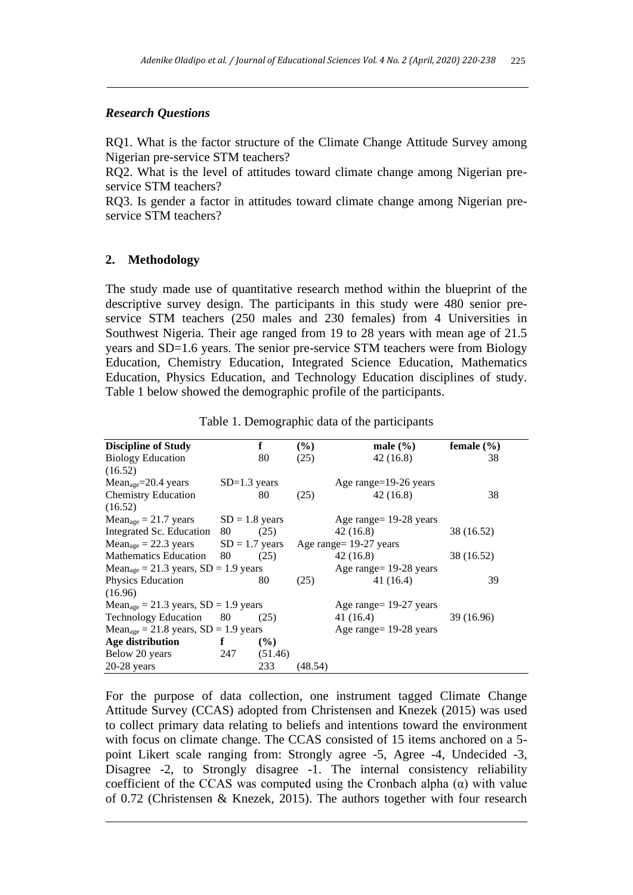### *Research Questions*

RQ1. What is the factor structure of the Climate Change Attitude Survey among Nigerian pre-service STM teachers?
RQ2. What is the level of attitudes toward climate change among Nigerian pre-service STM teachers?
RQ3. Is gender a factor in attitudes toward climate change among Nigerian pre-service STM teachers?

## 2. Methodology

The study made use of quantitative research method within the blueprint of the descriptive survey design. The participants in this study were 480 senior pre-service STM teachers (250 males and 230 females) from 4 Universities in Southwest Nigeria. Their age ranged from 19 to 28 years with mean age of 21.5 years and SD=1.6 years. The senior pre-service STM teachers were from Biology Education, Chemistry Education, Integrated Science Education, Mathematics Education, Physics Education, and Technology Education disciplines of study. Table 1 below showed the demographic profile of the participants.

Table 1. Demographic data of the participants

| **Discipline of Study** | **f** | **(%)** | **male (%)** | **female (%)** |
|---|---|---|---|---|
| Biology Education | 80 | (25) | 42 (16.8) | 38 (16.52) |
| $Mean_{age}$=20.4 years | SD=1.3 years | | Age range=19-26 years | |
| Chemistry Education | 80 | (25) | 42 (16.8) | 38 (16.52) |
| $Mean_{age}$ = 21.7 years | SD = 1.8 years | | Age range= 19-28 years | |
| Integrated Sc. Education | 80 | (25) | 42 (16.8) | 38 (16.52) |
| $Mean_{age}$ = 22.3 years | SD = 1.7 years | | Age range= 19-27 years | |
| Mathematics Education | 80 | (25) | 42 (16.8) | 38 (16.52) |
| $Mean_{age}$ = 21.3 years, SD = 1.9 years | | | Age range= 19-28 years | |
| Physics Education | 80 | (25) | 41 (16.4) | 39 (16.96) |
| $Mean_{age}$ = 21.3 years, SD = 1.9 years | | | Age range= 19-27 years | |
| Technology Education | 80 | (25) | 41 (16.4) | 39 (16.96) |
| $Mean_{age}$ = 21.8 years, SD = 1.9 years | | | Age range= 19-28 years | |
| **Age distribution** | **f** | **(%)** | | |
| Below 20 years | 247 | (51.46) | | |
| 20-28 years | 233 | (48.54) | | |

For the purpose of data collection, one instrument tagged Climate Change Attitude Survey (CCAS) adopted from Christensen and Knezek (2015) was used to collect primary data relating to beliefs and intentions toward the environment with focus on climate change. The CCAS consisted of 15 items anchored on a 5-point Likert scale ranging from: Strongly agree -5, Agree -4, Undecided -3, Disagree -2, to Strongly disagree -1. The internal consistency reliability coefficient of the CCAS was computed using the Cronbach alpha (α) with value of 0.72 (Christensen & Knezek, 2015). The authors together with four research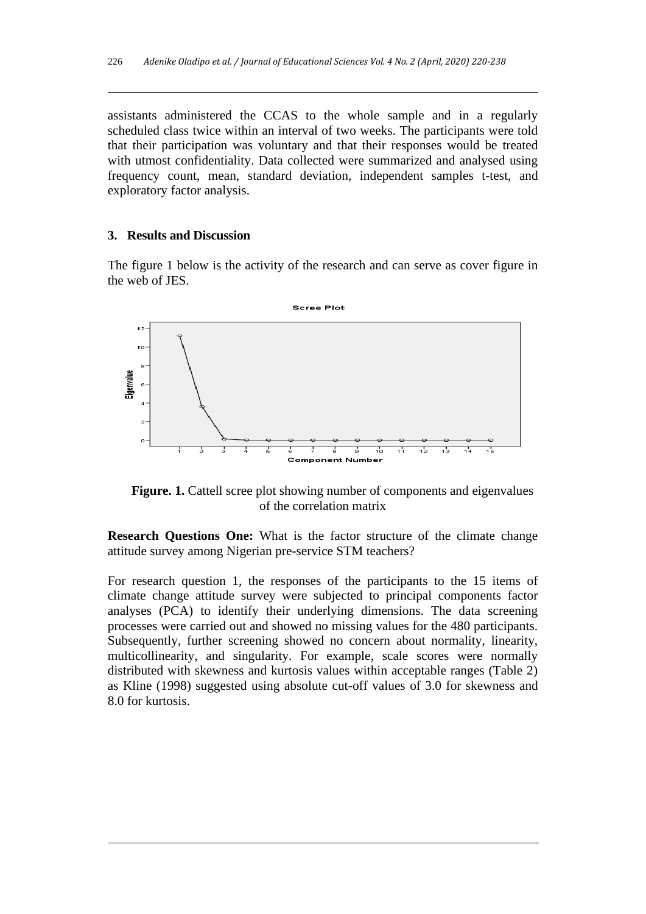assistants administered the CCAS to the whole sample and in a regularly scheduled class twice within an interval of two weeks. The participants were told that their participation was voluntary and that their responses would be treated with utmost confidentiality. Data collected were summarized and analysed using frequency count, mean, standard deviation, independent samples t-test, and exploratory factor analysis.

## 3. Results and Discussion

The figure 1 below is the activity of the research and can serve as cover figure in the web of JES.

**Figure. 1.** Cattell scree plot showing number of components and eigenvalues of the correlation matrix

**Research Questions One:** What is the factor structure of the climate change attitude survey among Nigerian pre-service STM teachers?

For research question 1, the responses of the participants to the 15 items of climate change attitude survey were subjected to principal components factor analyses (PCA) to identify their underlying dimensions. The data screening processes were carried out and showed no missing values for the 480 participants. Subsequently, further screening showed no concern about normality, linearity, multicollinearity, and singularity. For example, scale scores were normally distributed with skewness and kurtosis values within acceptable ranges (Table 2) as Kline (1998) suggested using absolute cut-off values of 3.0 for skewness and 8.0 for kurtosis.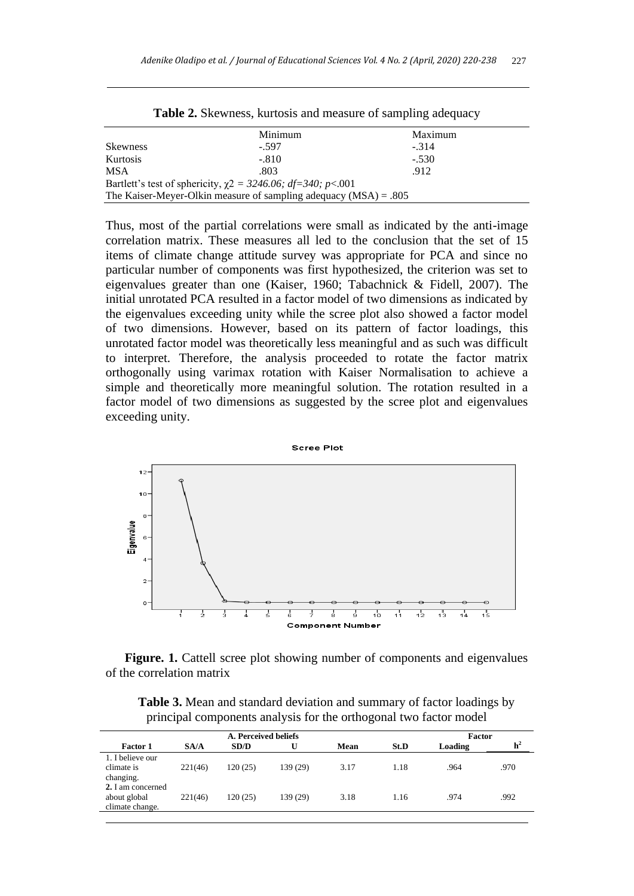**Table 2.** Skewness, kurtosis and measure of sampling adequacy

| | Minimum | Maximum |
|---|---|---|
| Skewness | -.597 | -.314 |
| Kurtosis | -.810 | -.530 |
| MSA | .803 | .912 |
| Bartlett's test of sphericity, $\chi 2$ = *3246.06; df=340; p*<.001 | | |
| The Kaiser-Meyer-Olkin measure of sampling adequacy (MSA) = .805 | | |

Thus, most of the partial correlations were small as indicated by the anti-image correlation matrix. These measures all led to the conclusion that the set of 15 items of climate change attitude survey was appropriate for PCA and since no particular number of components was first hypothesized, the criterion was set to eigenvalues greater than one (Kaiser, 1960; Tabachnick & Fidell, 2007). The initial unrotated PCA resulted in a factor model of two dimensions as indicated by the eigenvalues exceeding unity while the scree plot also showed a factor model of two dimensions. However, based on its pattern of factor loadings, this unrotated factor model was theoretically less meaningful and as such was difficult to interpret. Therefore, the analysis proceeded to rotate the factor matrix orthogonally using varimax rotation with Kaiser Normalisation to achieve a simple and theoretically more meaningful solution. The rotation resulted in a factor model of two dimensions as suggested by the scree plot and eigenvalues exceeding unity.

**Figure. 1.** Cattell scree plot showing number of components and eigenvalues of the correlation matrix

**Table 3.** Mean and standard deviation and summary of factor loadings by principal components analysis for the orthogonal two factor model

| | A. Perceived beliefs | | | | | Factor | |
|---|---|---|---|---|---|---|---|
| **Factor 1** | **SA/A** | **SD/D** | **U** | **Mean** | **St.D** | **Loading** | $h^2$ |
| 1. I believe our climate is changing. | 221(46) | 120 (25) | 139 (29) | 3.17 | 1.18 | .964 | .970 |
| **2.** I am concerned about global climate change. | 221(46) | 120 (25) | 139 (29) | 3.18 | 1.16 | .974 | .992 |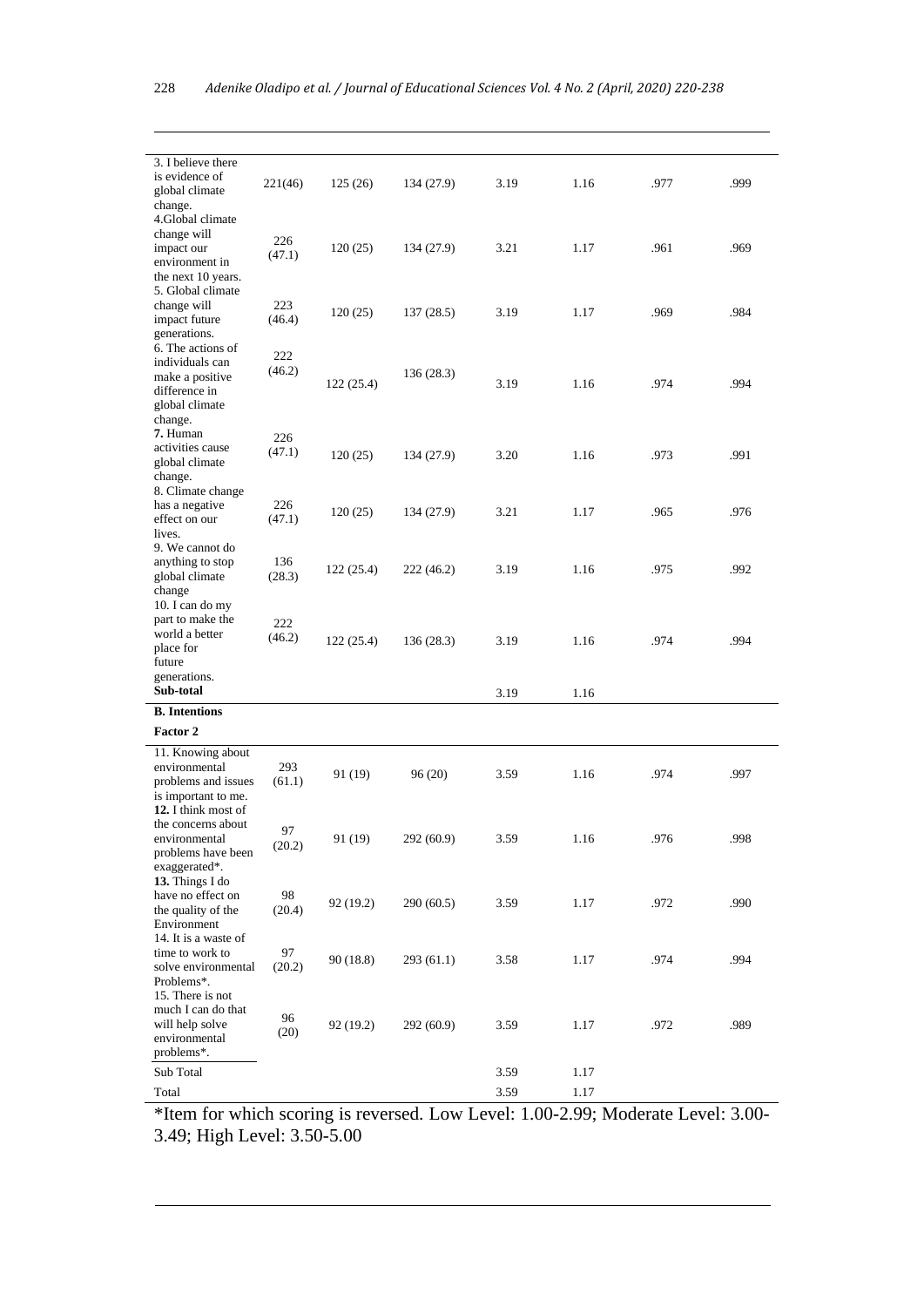| | | | | | | | |
|---|---|---|---|---|---|---|---|
| 3. I believe there is evidence of global climate change. | 221(46) | 125 (26) | 134 (27.9) | 3.19 | 1.16 | .977 | .999 |
| 4.Global climate change will impact our environment in the next 10 years. | 226 (47.1) | 120 (25) | 134 (27.9) | 3.21 | 1.17 | .961 | .969 |
| 5. Global climate change will impact future generations. | 223 (46.4) | 120 (25) | 137 (28.5) | 3.19 | 1.17 | .969 | .984 |
| 6. The actions of individuals can make a positive difference in global climate change. | 222 (46.2) | 122 (25.4) | 136 (28.3) | 3.19 | 1.16 | .974 | .994 |
| **7.** Human activities cause global climate change. | 226 (47.1) | 120 (25) | 134 (27.9) | 3.20 | 1.16 | .973 | .991 |
| 8. Climate change has a negative effect on our lives. | 226 (47.1) | 120 (25) | 134 (27.9) | 3.21 | 1.17 | .965 | .976 |
| 9. We cannot do anything to stop global climate change | 136 (28.3) | 122 (25.4) | 222 (46.2) | 3.19 | 1.16 | .975 | .992 |
| 10. I can do my part to make the world a better place for future generations. | 222 (46.2) | 122 (25.4) | 136 (28.3) | 3.19 | 1.16 | .974 | .994 |
| **Sub-total** | | | | 3.19 | 1.16 | | |
| **B. Intentions** | | | | | | | |
| **Factor 2** | | | | | | | |
| 11. Knowing about environmental problems and issues is important to me. | 293 (61.1) | 91 (19) | 96 (20) | 3.59 | 1.16 | .974 | .997 |
| **12.** I think most of the concerns about environmental problems have been exaggerated*. | 97 (20.2) | 91 (19) | 292 (60.9) | 3.59 | 1.16 | .976 | .998 |
| **13.** Things I do have no effect on the quality of the Environment | 98 (20.4) | 92 (19.2) | 290 (60.5) | 3.59 | 1.17 | .972 | .990 |
| 14. It is a waste of time to work to solve environmental Problems*. | 97 (20.2) | 90 (18.8) | 293 (61.1) | 3.58 | 1.17 | .974 | .994 |
| 15. There is not much I can do that will help solve environmental problems*. | 96 (20) | 92 (19.2) | 292 (60.9) | 3.59 | 1.17 | .972 | .989 |
| Sub Total | | | | 3.59 | 1.17 | | |
| Total | | | | 3.59 | 1.17 | | |

*Item for which scoring is reversed. Low Level: 1.00-2.99; Moderate Level: 3.00-3.49; High Level: 3.50-5.00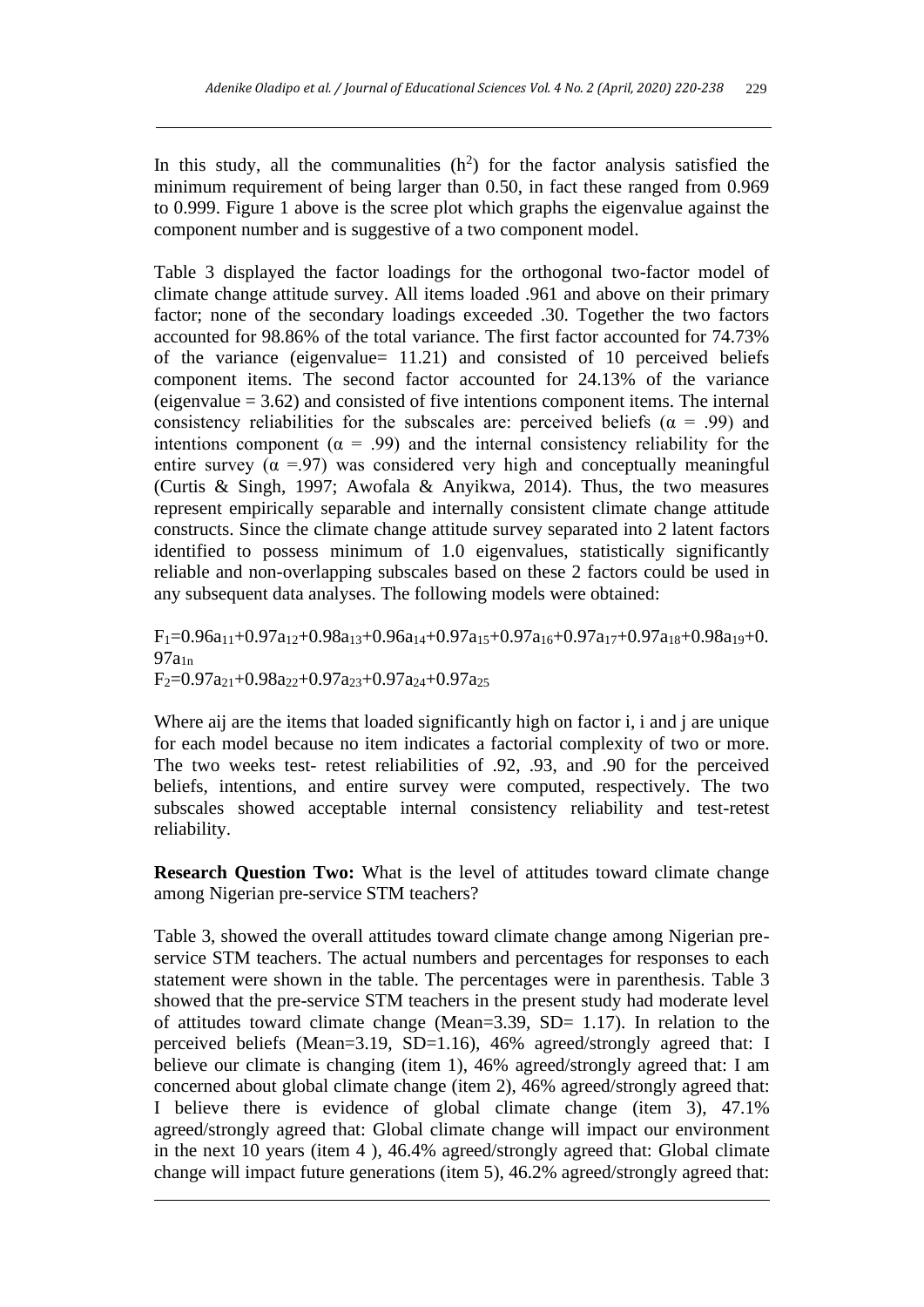In this study, all the communalities ($h^2$) for the factor analysis satisfied the minimum requirement of being larger than 0.50, in fact these ranged from 0.969 to 0.999. Figure 1 above is the scree plot which graphs the eigenvalue against the component number and is suggestive of a two component model.

Table 3 displayed the factor loadings for the orthogonal two-factor model of climate change attitude survey. All items loaded .961 and above on their primary factor; none of the secondary loadings exceeded .30. Together the two factors accounted for 98.86% of the total variance. The first factor accounted for 74.73% of the variance (eigenvalue= 11.21) and consisted of 10 perceived beliefs component items. The second factor accounted for 24.13% of the variance (eigenvalue = 3.62) and consisted of five intentions component items. The internal consistency reliabilities for the subscales are: perceived beliefs ($\alpha$ = .99) and intentions component ($\alpha$ = .99) and the internal consistency reliability for the entire survey ($\alpha$ =.97) was considered very high and conceptually meaningful (Curtis & Singh, 1997; Awofala & Anyikwa, 2014). Thus, the two measures represent empirically separable and internally consistent climate change attitude constructs. Since the climate change attitude survey separated into 2 latent factors identified to possess minimum of 1.0 eigenvalues, statistically significantly reliable and non-overlapping subscales based on these 2 factors could be used in any subsequent data analyses. The following models were obtained:

$$F_1=0.96a_{11}+0.97a_{12}+0.98a_{13}+0.96a_{14}+0.97a_{15}+0.97a_{16}+0.97a_{17}+0.97a_{18}+0.98a_{19}+0.97a_{1n}$$

$$F_2=0.97a_{21}+0.98a_{22}+0.97a_{23}+0.97a_{24}+0.97a_{25}$$

Where aij are the items that loaded significantly high on factor i, i and j are unique for each model because no item indicates a factorial complexity of two or more. The two weeks test- retest reliabilities of .92, .93, and .90 for the perceived beliefs, intentions, and entire survey were computed, respectively. The two subscales showed acceptable internal consistency reliability and test-retest reliability.

**Research Question Two:** What is the level of attitudes toward climate change among Nigerian pre-service STM teachers?

Table 3, showed the overall attitudes toward climate change among Nigerian pre-service STM teachers. The actual numbers and percentages for responses to each statement were shown in the table. The percentages were in parenthesis. Table 3 showed that the pre-service STM teachers in the present study had moderate level of attitudes toward climate change (Mean=3.39, SD= 1.17). In relation to the perceived beliefs (Mean=3.19, SD=1.16), 46% agreed/strongly agreed that: I believe our climate is changing (item 1), 46% agreed/strongly agreed that: I am concerned about global climate change (item 2), 46% agreed/strongly agreed that: I believe there is evidence of global climate change (item 3), 47.1% agreed/strongly agreed that: Global climate change will impact our environment in the next 10 years (item 4 ), 46.4% agreed/strongly agreed that: Global climate change will impact future generations (item 5), 46.2% agreed/strongly agreed that: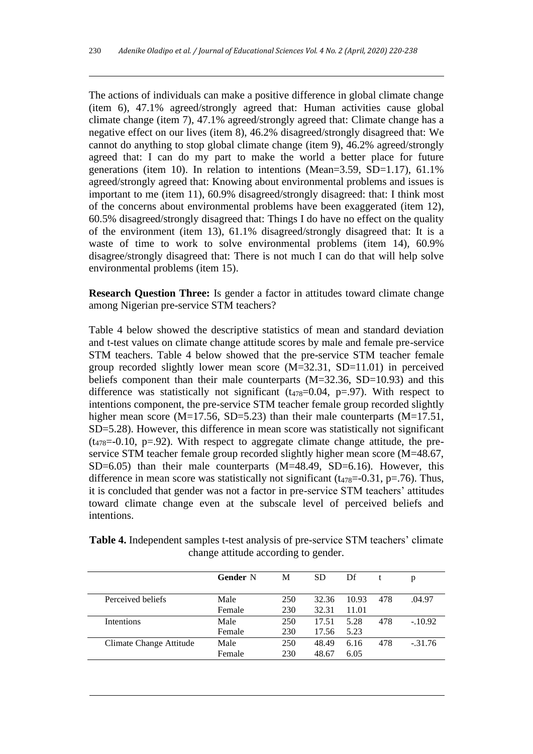The actions of individuals can make a positive difference in global climate change (item 6), 47.1% agreed/strongly agreed that: Human activities cause global climate change (item 7), 47.1% agreed/strongly agreed that: Climate change has a negative effect on our lives (item 8), 46.2% disagreed/strongly disagreed that: We cannot do anything to stop global climate change (item 9), 46.2% agreed/strongly agreed that: I can do my part to make the world a better place for future generations (item 10). In relation to intentions (Mean=3.59, SD=1.17), 61.1% agreed/strongly agreed that: Knowing about environmental problems and issues is important to me (item 11), 60.9% disagreed/strongly disagreed: that: I think most of the concerns about environmental problems have been exaggerated (item 12), 60.5% disagreed/strongly disagreed that: Things I do have no effect on the quality of the environment (item 13), 61.1% disagreed/strongly disagreed that: It is a waste of time to work to solve environmental problems (item 14), 60.9% disagree/strongly disagreed that: There is not much I can do that will help solve environmental problems (item 15).

**Research Question Three:** Is gender a factor in attitudes toward climate change among Nigerian pre-service STM teachers?

Table 4 below showed the descriptive statistics of mean and standard deviation and t-test values on climate change attitude scores by male and female pre-service STM teachers. Table 4 below showed that the pre-service STM teacher female group recorded slightly lower mean score (M=32.31, SD=11.01) in perceived beliefs component than their male counterparts (M=32.36, SD=10.93) and this difference was statistically not significant ($t_{478}$=0.04, p=.97). With respect to intentions component, the pre-service STM teacher female group recorded slightly higher mean score (M=17.56, SD=5.23) than their male counterparts (M=17.51, SD=5.28). However, this difference in mean score was statistically not significant ($t_{478}$=-0.10, p=.92). With respect to aggregate climate change attitude, the pre-service STM teacher female group recorded slightly higher mean score (M=48.67, SD=6.05) than their male counterparts (M=48.49, SD=6.16). However, this difference in mean score was statistically not significant ($t_{478}$=-0.31, p=.76). Thus, it is concluded that gender was not a factor in pre-service STM teachers' attitudes toward climate change even at the subscale level of perceived beliefs and intentions.

**Table 4.** Independent samples t-test analysis of pre-service STM teachers' climate change attitude according to gender.

| | **Gender** N | M | SD | Df | t | p |
|---|---|---|---|---|---|---|
| Perceived beliefs | Male | 250 | 32.36 | 10.93 | 478 | .04.97 |
| | Female | 230 | 32.31 | 11.01 | | |
| Intentions | Male | 250 | 17.51 | 5.28 | 478 | -.10.92 |
| | Female | 230 | 17.56 | 5.23 | | |
| Climate Change Attitude | Male | 250 | 48.49 | 6.16 | 478 | -.31.76 |
| | Female | 230 | 48.67 | 6.05 | | |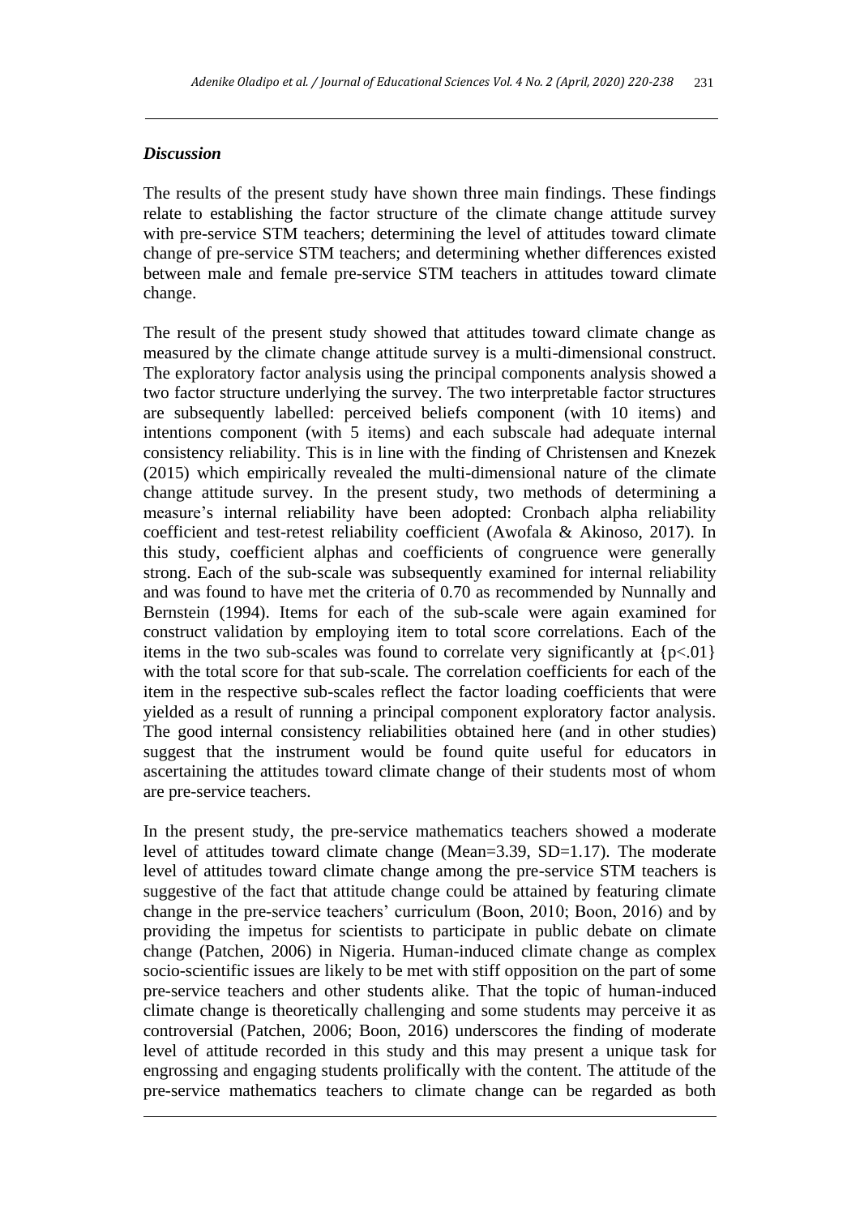### *Discussion*

The results of the present study have shown three main findings. These findings relate to establishing the factor structure of the climate change attitude survey with pre-service STM teachers; determining the level of attitudes toward climate change of pre-service STM teachers; and determining whether differences existed between male and female pre-service STM teachers in attitudes toward climate change.

The result of the present study showed that attitudes toward climate change as measured by the climate change attitude survey is a multi-dimensional construct. The exploratory factor analysis using the principal components analysis showed a two factor structure underlying the survey. The two interpretable factor structures are subsequently labelled: perceived beliefs component (with 10 items) and intentions component (with 5 items) and each subscale had adequate internal consistency reliability. This is in line with the finding of Christensen and Knezek (2015) which empirically revealed the multi-dimensional nature of the climate change attitude survey. In the present study, two methods of determining a measure's internal reliability have been adopted: Cronbach alpha reliability coefficient and test-retest reliability coefficient (Awofala & Akinoso, 2017). In this study, coefficient alphas and coefficients of congruence were generally strong. Each of the sub-scale was subsequently examined for internal reliability and was found to have met the criteria of 0.70 as recommended by Nunnally and Bernstein (1994). Items for each of the sub-scale were again examined for construct validation by employing item to total score correlations. Each of the items in the two sub-scales was found to correlate very significantly at {$p<.01$} with the total score for that sub-scale. The correlation coefficients for each of the item in the respective sub-scales reflect the factor loading coefficients that were yielded as a result of running a principal component exploratory factor analysis. The good internal consistency reliabilities obtained here (and in other studies) suggest that the instrument would be found quite useful for educators in ascertaining the attitudes toward climate change of their students most of whom are pre-service teachers.

In the present study, the pre-service mathematics teachers showed a moderate level of attitudes toward climate change (Mean=3.39, SD=1.17). The moderate level of attitudes toward climate change among the pre-service STM teachers is suggestive of the fact that attitude change could be attained by featuring climate change in the pre-service teachers' curriculum (Boon, 2010; Boon, 2016) and by providing the impetus for scientists to participate in public debate on climate change (Patchen, 2006) in Nigeria. Human-induced climate change as complex socio-scientific issues are likely to be met with stiff opposition on the part of some pre-service teachers and other students alike. That the topic of human-induced climate change is theoretically challenging and some students may perceive it as controversial (Patchen, 2006; Boon, 2016) underscores the finding of moderate level of attitude recorded in this study and this may present a unique task for engrossing and engaging students prolifically with the content. The attitude of the pre-service mathematics teachers to climate change can be regarded as both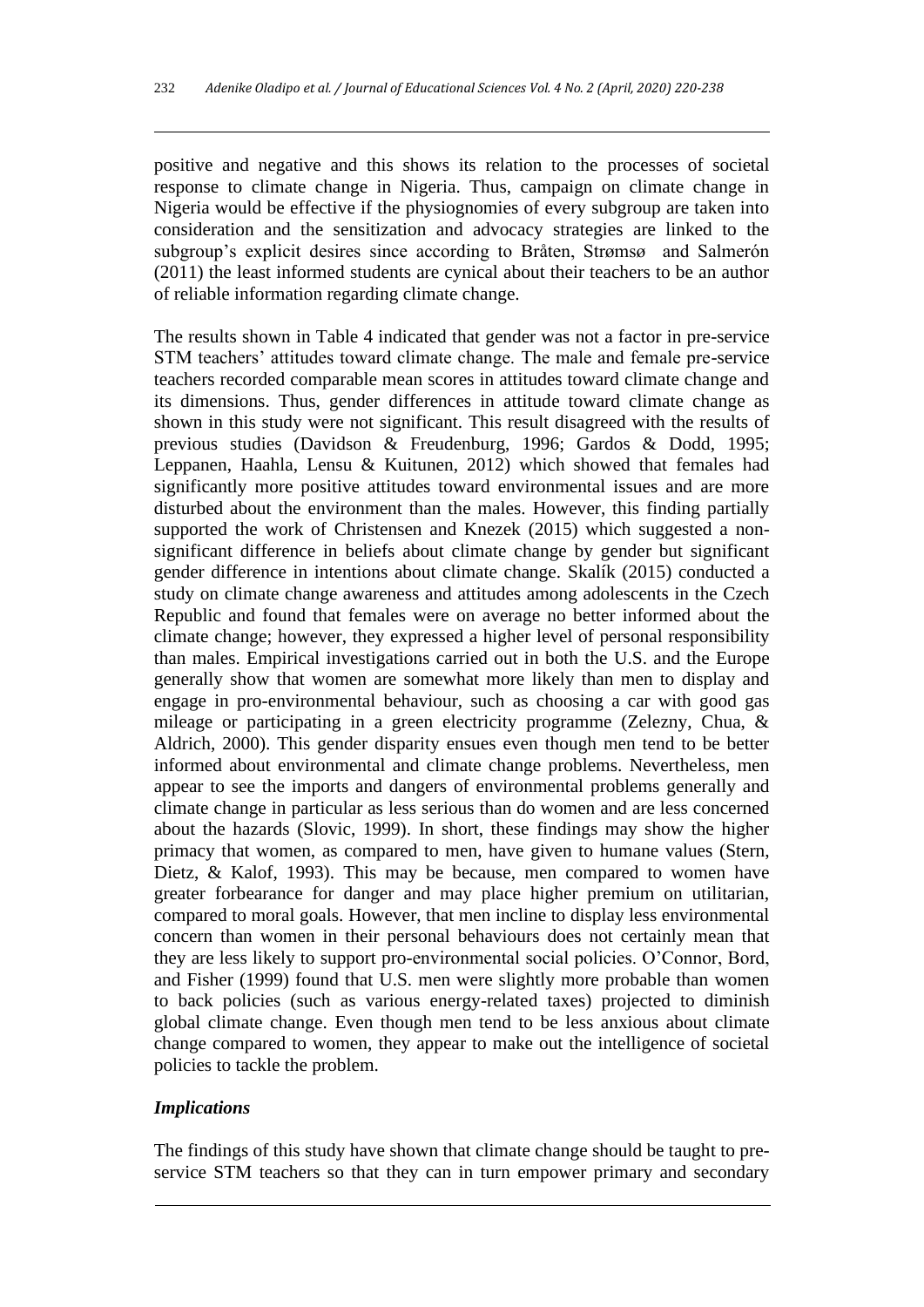positive and negative and this shows its relation to the processes of societal response to climate change in Nigeria. Thus, campaign on climate change in Nigeria would be effective if the physiognomies of every subgroup are taken into consideration and the sensitization and advocacy strategies are linked to the subgroup's explicit desires since according to Bråten, Strømsø and Salmerón (2011) the least informed students are cynical about their teachers to be an author of reliable information regarding climate change.

The results shown in Table 4 indicated that gender was not a factor in pre-service STM teachers' attitudes toward climate change. The male and female pre-service teachers recorded comparable mean scores in attitudes toward climate change and its dimensions. Thus, gender differences in attitude toward climate change as shown in this study were not significant. This result disagreed with the results of previous studies (Davidson & Freudenburg, 1996; Gardos & Dodd, 1995; Leppanen, Haahla, Lensu & Kuitunen, 2012) which showed that females had significantly more positive attitudes toward environmental issues and are more disturbed about the environment than the males. However, this finding partially supported the work of Christensen and Knezek (2015) which suggested a non-significant difference in beliefs about climate change by gender but significant gender difference in intentions about climate change. Skalík (2015) conducted a study on climate change awareness and attitudes among adolescents in the Czech Republic and found that females were on average no better informed about the climate change; however, they expressed a higher level of personal responsibility than males. Empirical investigations carried out in both the U.S. and the Europe generally show that women are somewhat more likely than men to display and engage in pro-environmental behaviour, such as choosing a car with good gas mileage or participating in a green electricity programme (Zelezny, Chua, & Aldrich, 2000). This gender disparity ensues even though men tend to be better informed about environmental and climate change problems. Nevertheless, men appear to see the imports and dangers of environmental problems generally and climate change in particular as less serious than do women and are less concerned about the hazards (Slovic, 1999). In short, these findings may show the higher primacy that women, as compared to men, have given to humane values (Stern, Dietz, & Kalof, 1993). This may be because, men compared to women have greater forbearance for danger and may place higher premium on utilitarian, compared to moral goals. However, that men incline to display less environmental concern than women in their personal behaviours does not certainly mean that they are less likely to support pro-environmental social policies. O'Connor, Bord, and Fisher (1999) found that U.S. men were slightly more probable than women to back policies (such as various energy-related taxes) projected to diminish global climate change. Even though men tend to be less anxious about climate change compared to women, they appear to make out the intelligence of societal policies to tackle the problem.

### *Implications*

The findings of this study have shown that climate change should be taught to pre-service STM teachers so that they can in turn empower primary and secondary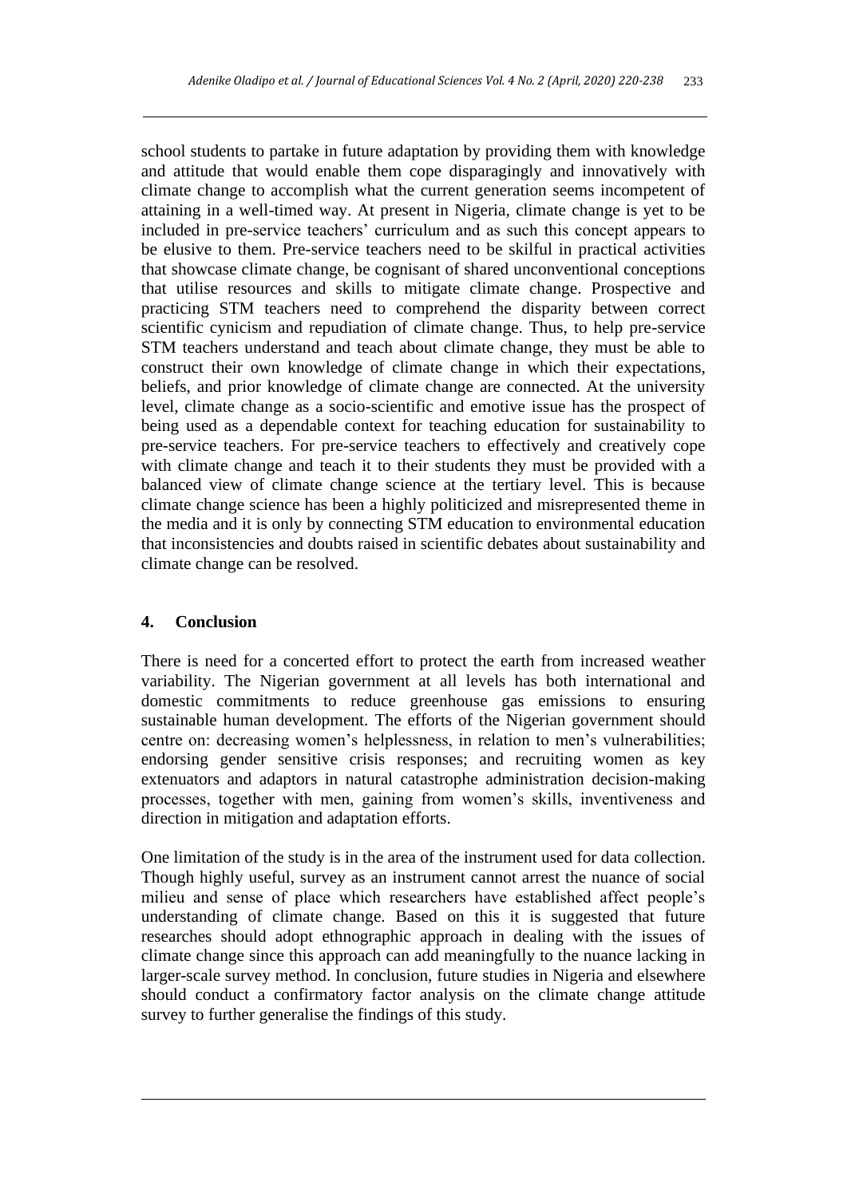school students to partake in future adaptation by providing them with knowledge and attitude that would enable them cope disparagingly and innovatively with climate change to accomplish what the current generation seems incompetent of attaining in a well-timed way. At present in Nigeria, climate change is yet to be included in pre-service teachers' curriculum and as such this concept appears to be elusive to them. Pre-service teachers need to be skilful in practical activities that showcase climate change, be cognisant of shared unconventional conceptions that utilise resources and skills to mitigate climate change. Prospective and practicing STM teachers need to comprehend the disparity between correct scientific cynicism and repudiation of climate change. Thus, to help pre-service STM teachers understand and teach about climate change, they must be able to construct their own knowledge of climate change in which their expectations, beliefs, and prior knowledge of climate change are connected. At the university level, climate change as a socio-scientific and emotive issue has the prospect of being used as a dependable context for teaching education for sustainability to pre-service teachers. For pre-service teachers to effectively and creatively cope with climate change and teach it to their students they must be provided with a balanced view of climate change science at the tertiary level. This is because climate change science has been a highly politicized and misrepresented theme in the media and it is only by connecting STM education to environmental education that inconsistencies and doubts raised in scientific debates about sustainability and climate change can be resolved.

## 4. Conclusion

There is need for a concerted effort to protect the earth from increased weather variability. The Nigerian government at all levels has both international and domestic commitments to reduce greenhouse gas emissions to ensuring sustainable human development. The efforts of the Nigerian government should centre on: decreasing women's helplessness, in relation to men's vulnerabilities; endorsing gender sensitive crisis responses; and recruiting women as key extenuators and adaptors in natural catastrophe administration decision-making processes, together with men, gaining from women's skills, inventiveness and direction in mitigation and adaptation efforts.

One limitation of the study is in the area of the instrument used for data collection. Though highly useful, survey as an instrument cannot arrest the nuance of social milieu and sense of place which researchers have established affect people's understanding of climate change. Based on this it is suggested that future researches should adopt ethnographic approach in dealing with the issues of climate change since this approach can add meaningfully to the nuance lacking in larger-scale survey method. In conclusion, future studies in Nigeria and elsewhere should conduct a confirmatory factor analysis on the climate change attitude survey to further generalise the findings of this study.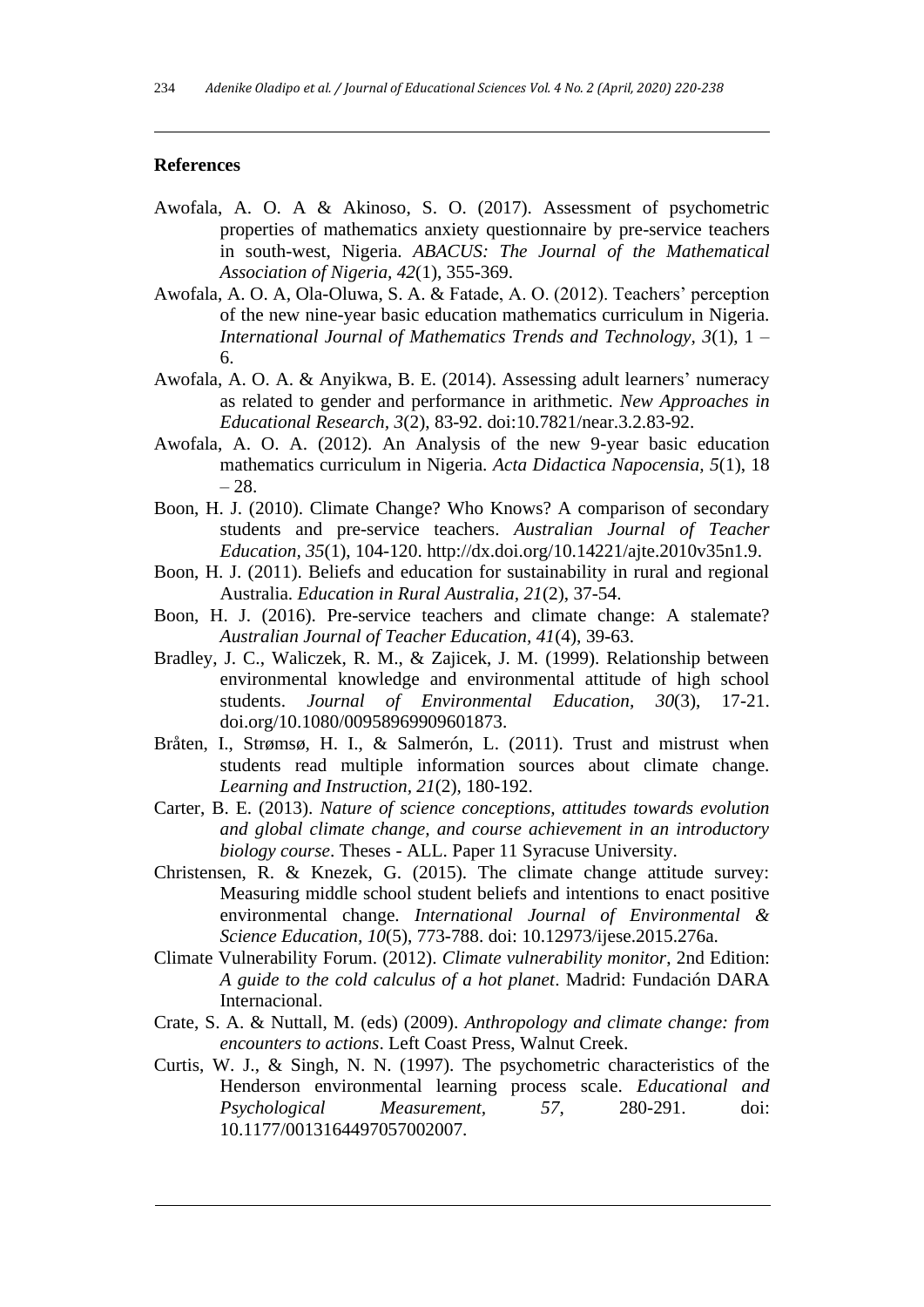## References

Awofala, A. O. A & Akinoso, S. O. (2017). Assessment of psychometric properties of mathematics anxiety questionnaire by pre-service teachers in south-west, Nigeria. *ABACUS: The Journal of the Mathematical Association of Nigeria, 42*(1), 355-369.

Awofala, A. O. A, Ola-Oluwa, S. A. & Fatade, A. O. (2012). Teachers' perception of the new nine-year basic education mathematics curriculum in Nigeria. *International Journal of Mathematics Trends and Technology, 3*(1), 1 – 6.

Awofala, A. O. A. & Anyikwa, B. E. (2014). Assessing adult learners' numeracy as related to gender and performance in arithmetic. *New Approaches in Educational Research, 3*(2), 83-92. doi:10.7821/near.3.2.83-92.

Awofala, A. O. A. (2012). An Analysis of the new 9-year basic education mathematics curriculum in Nigeria. *Acta Didactica Napocensia, 5*(1), 18 – 28.

Boon, H. J. (2010). Climate Change? Who Knows? A comparison of secondary students and pre-service teachers. *Australian Journal of Teacher Education, 35*(1), 104-120. http://dx.doi.org/10.14221/ajte.2010v35n1.9.

Boon, H. J. (2011). Beliefs and education for sustainability in rural and regional Australia. *Education in Rural Australia, 21*(2), 37-54.

Boon, H. J. (2016). Pre-service teachers and climate change: A stalemate? *Australian Journal of Teacher Education, 41*(4), 39-63.

Bradley, J. C., Waliczek, R. M., & Zajicek, J. M. (1999). Relationship between environmental knowledge and environmental attitude of high school students. *Journal of Environmental Education, 30*(3), 17-21. doi.org/10.1080/00958969909601873.

Bråten, I., Strømsø, H. I., & Salmerón, L. (2011). Trust and mistrust when students read multiple information sources about climate change. *Learning and Instruction, 21*(2), 180-192.

Carter, B. E. (2013). *Nature of science conceptions, attitudes towards evolution and global climate change, and course achievement in an introductory biology course*. Theses - ALL. Paper 11 Syracuse University.

Christensen, R. & Knezek, G. (2015). The climate change attitude survey: Measuring middle school student beliefs and intentions to enact positive environmental change. *International Journal of Environmental & Science Education, 10*(5), 773-788. doi: 10.12973/ijese.2015.276a.

Climate Vulnerability Forum. (2012). *Climate vulnerability monitor*, 2nd Edition: *A guide to the cold calculus of a hot planet*. Madrid: Fundación DARA Internacional.

Crate, S. A. & Nuttall, M. (eds) (2009). *Anthropology and climate change: from encounters to actions*. Left Coast Press, Walnut Creek.

Curtis, W. J., & Singh, N. N. (1997). The psychometric characteristics of the Henderson environmental learning process scale. *Educational and Psychological Measurement, 57*, 280-291. doi: 10.1177/0013164497057002007.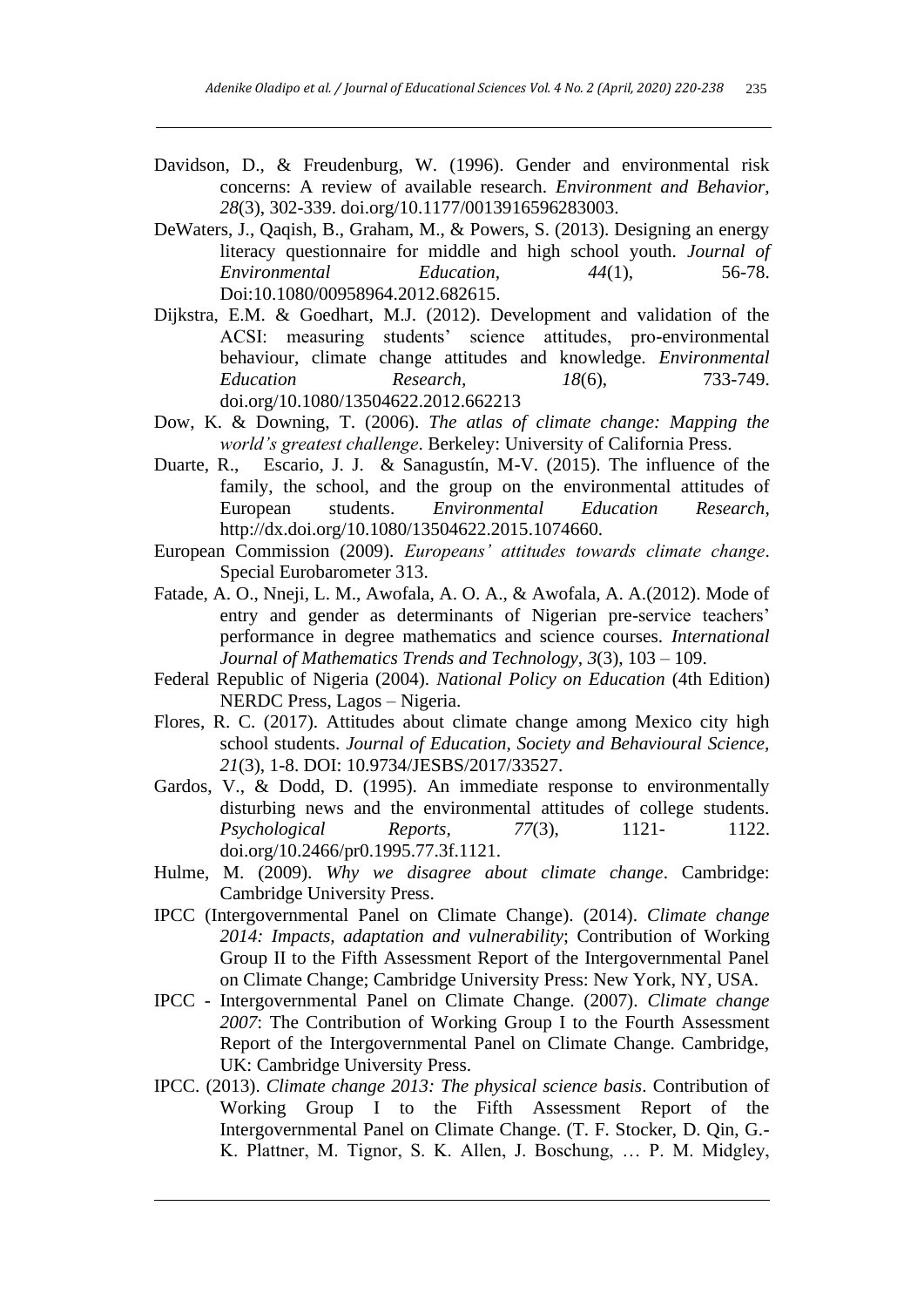Davidson, D., & Freudenburg, W. (1996). Gender and environmental risk concerns: A review of available research. *Environment and Behavior, 28*(3), 302-339. doi.org/10.1177/0013916596283003.

DeWaters, J., Qaqish, B., Graham, M., & Powers, S. (2013). Designing an energy literacy questionnaire for middle and high school youth. *Journal of Environmental Education, 44*(1), 56-78. Doi:10.1080/00958964.2012.682615.

Dijkstra, E.M. & Goedhart, M.J. (2012). Development and validation of the ACSI: measuring students' science attitudes, pro-environmental behaviour, climate change attitudes and knowledge. *Environmental Education Research, 18*(6), 733-749. doi.org/10.1080/13504622.2012.662213

Dow, K. & Downing, T. (2006). *The atlas of climate change: Mapping the world's greatest challenge*. Berkeley: University of California Press.

Duarte, R., Escario, J. J. & Sanagustín, M-V. (2015). The influence of the family, the school, and the group on the environmental attitudes of European students. *Environmental Education Research*, http://dx.doi.org/10.1080/13504622.2015.1074660.

European Commission (2009). *Europeans' attitudes towards climate change*. Special Eurobarometer 313.

Fatade, A. O., Nneji, L. M., Awofala, A. O. A., & Awofala, A. A.(2012). Mode of entry and gender as determinants of Nigerian pre-service teachers' performance in degree mathematics and science courses. *International Journal of Mathematics Trends and Technology, 3*(3), 103 – 109.

Federal Republic of Nigeria (2004). *National Policy on Education* (4th Edition) NERDC Press, Lagos – Nigeria.

Flores, R. C. (2017). Attitudes about climate change among Mexico city high school students. *Journal of Education, Society and Behavioural Science, 21*(3), 1-8. DOI: 10.9734/JESBS/2017/33527.

Gardos, V., & Dodd, D. (1995). An immediate response to environmentally disturbing news and the environmental attitudes of college students. *Psychological Reports, 77*(3), 1121- 1122. doi.org/10.2466/pr0.1995.77.3f.1121.

Hulme, M. (2009). *Why we disagree about climate change*. Cambridge: Cambridge University Press.

IPCC (Intergovernmental Panel on Climate Change). (2014). *Climate change 2014: Impacts, adaptation and vulnerability*; Contribution of Working Group II to the Fifth Assessment Report of the Intergovernmental Panel on Climate Change; Cambridge University Press: New York, NY, USA.

IPCC - Intergovernmental Panel on Climate Change. (2007). *Climate change 2007*: The Contribution of Working Group I to the Fourth Assessment Report of the Intergovernmental Panel on Climate Change. Cambridge, UK: Cambridge University Press.

IPCC. (2013). *Climate change 2013: The physical science basis*. Contribution of Working Group I to the Fifth Assessment Report of the Intergovernmental Panel on Climate Change. (T. F. Stocker, D. Qin, G.-K. Plattner, M. Tignor, S. K. Allen, J. Boschung, … P. M. Midgley,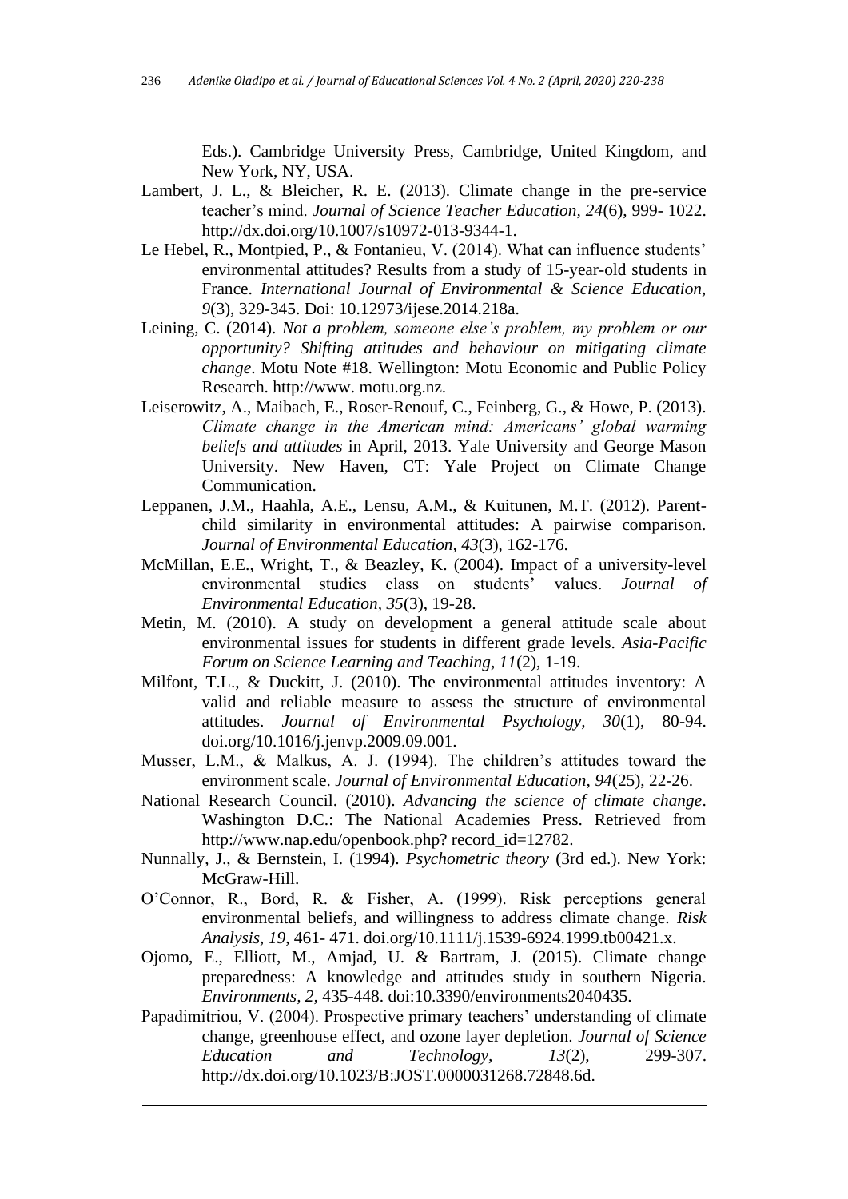Eds.). Cambridge University Press, Cambridge, United Kingdom, and New York, NY, USA.

Lambert, J. L., & Bleicher, R. E. (2013). Climate change in the pre-service teacher's mind. *Journal of Science Teacher Education, 24*(6), 999- 1022. http://dx.doi.org/10.1007/s10972-013-9344-1.

Le Hebel, R., Montpied, P., & Fontanieu, V. (2014). What can influence students' environmental attitudes? Results from a study of 15-year-old students in France. *International Journal of Environmental & Science Education, 9*(3), 329-345. Doi: 10.12973/ijese.2014.218a.

Leining, C. (2014). *Not a problem, someone else's problem, my problem or our opportunity? Shifting attitudes and behaviour on mitigating climate change*. Motu Note #18. Wellington: Motu Economic and Public Policy Research. http://www. motu.org.nz.

Leiserowitz, A., Maibach, E., Roser-Renouf, C., Feinberg, G., & Howe, P. (2013). *Climate change in the American mind: Americans' global warming beliefs and attitudes* in April, 2013. Yale University and George Mason University. New Haven, CT: Yale Project on Climate Change Communication.

Leppanen, J.M., Haahla, A.E., Lensu, A.M., & Kuitunen, M.T. (2012). Parent-child similarity in environmental attitudes: A pairwise comparison. *Journal of Environmental Education, 43*(3), 162-176.

McMillan, E.E., Wright, T., & Beazley, K. (2004). Impact of a university-level environmental studies class on students' values. *Journal of Environmental Education, 35*(3), 19-28.

Metin, M. (2010). A study on development a general attitude scale about environmental issues for students in different grade levels. *Asia-Pacific Forum on Science Learning and Teaching, 11*(2), 1-19.

Milfont, T.L., & Duckitt, J. (2010). The environmental attitudes inventory: A valid and reliable measure to assess the structure of environmental attitudes. *Journal of Environmental Psychology, 30*(1), 80-94. doi.org/10.1016/j.jenvp.2009.09.001.

Musser, L.M., & Malkus, A. J. (1994). The children's attitudes toward the environment scale. *Journal of Environmental Education, 94*(25), 22-26.

National Research Council. (2010). *Advancing the science of climate change*. Washington D.C.: The National Academies Press. Retrieved from http://www.nap.edu/openbook.php? record_id=12782.

Nunnally, J., & Bernstein, I. (1994). *Psychometric theory* (3rd ed.). New York: McGraw-Hill.

O'Connor, R., Bord, R. & Fisher, A. (1999). Risk perceptions general environmental beliefs, and willingness to address climate change. *Risk Analysis, 19*, 461- 471. doi.org/10.1111/j.1539-6924.1999.tb00421.x.

Ojomo, E., Elliott, M., Amjad, U. & Bartram, J. (2015). Climate change preparedness: A knowledge and attitudes study in southern Nigeria. *Environments, 2*, 435-448. doi:10.3390/environments2040435.

Papadimitriou, V. (2004). Prospective primary teachers' understanding of climate change, greenhouse effect, and ozone layer depletion. *Journal of Science Education and Technology, 13*(2), 299-307. http://dx.doi.org/10.1023/B:JOST.0000031268.72848.6d.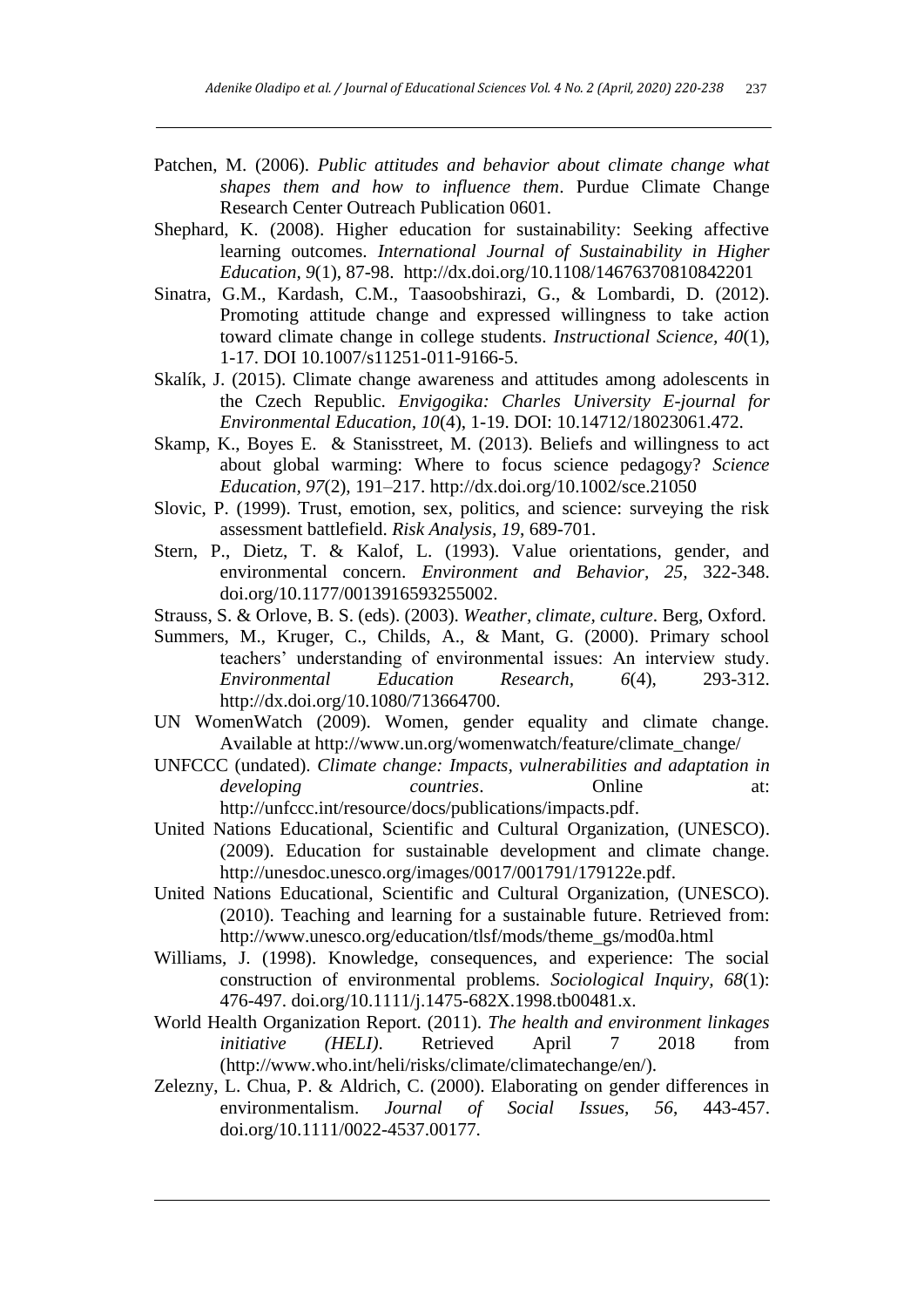Patchen, M. (2006). *Public attitudes and behavior about climate change what shapes them and how to influence them*. Purdue Climate Change Research Center Outreach Publication 0601.

Shephard, K. (2008). Higher education for sustainability: Seeking affective learning outcomes. *International Journal of Sustainability in Higher Education, 9*(1), 87-98. http://dx.doi.org/10.1108/14676370810842201

Sinatra, G.M., Kardash, C.M., Taasoobshirazi, G., & Lombardi, D. (2012). Promoting attitude change and expressed willingness to take action toward climate change in college students. *Instructional Science, 40*(1), 1-17. DOI 10.1007/s11251-011-9166-5.

Skalík, J. (2015). Climate change awareness and attitudes among adolescents in the Czech Republic. *Envigogika: Charles University E-journal for Environmental Education, 10*(4), 1-19. DOI: 10.14712/18023061.472.

Skamp, K., Boyes E. & Stanisstreet, M. (2013). Beliefs and willingness to act about global warming: Where to focus science pedagogy? *Science Education, 97*(2), 191–217. http://dx.doi.org/10.1002/sce.21050

Slovic, P. (1999). Trust, emotion, sex, politics, and science: surveying the risk assessment battlefield. *Risk Analysis, 19*, 689-701.

Stern, P., Dietz, T. & Kalof, L. (1993). Value orientations, gender, and environmental concern. *Environment and Behavior, 25,* 322-348. doi.org/10.1177/0013916593255002.

Strauss, S. & Orlove, B. S. (eds). (2003). *Weather, climate, culture*. Berg, Oxford.

Summers, M., Kruger, C., Childs, A., & Mant, G. (2000). Primary school teachers' understanding of environmental issues: An interview study. *Environmental Education Research*, *6*(4), 293-312. http://dx.doi.org/10.1080/713664700.

UN WomenWatch (2009). Women, gender equality and climate change. Available at http://www.un.org/womenwatch/feature/climate_change/

UNFCCC (undated). *Climate change: Impacts, vulnerabilities and adaptation in developing countries*. Online at: http://unfccc.int/resource/docs/publications/impacts.pdf.

United Nations Educational, Scientific and Cultural Organization, (UNESCO). (2009). Education for sustainable development and climate change. http://unesdoc.unesco.org/images/0017/001791/179122e.pdf.

United Nations Educational, Scientific and Cultural Organization, (UNESCO). (2010). Teaching and learning for a sustainable future. Retrieved from: http://www.unesco.org/education/tlsf/mods/theme_gs/mod0a.html

Williams, J. (1998). Knowledge, consequences, and experience: The social construction of environmental problems. *Sociological Inquiry, 68*(1): 476-497. doi.org/10.1111/j.1475-682X.1998.tb00481.x.

World Health Organization Report. (2011). *The health and environment linkages initiative (HELI)*. Retrieved April 7 2018 from (http://www.who.int/heli/risks/climate/climatechange/en/).

Zelezny, L. Chua, P. & Aldrich, C. (2000). Elaborating on gender differences in environmentalism. *Journal of Social Issues, 56*, 443-457. doi.org/10.1111/0022-4537.00177.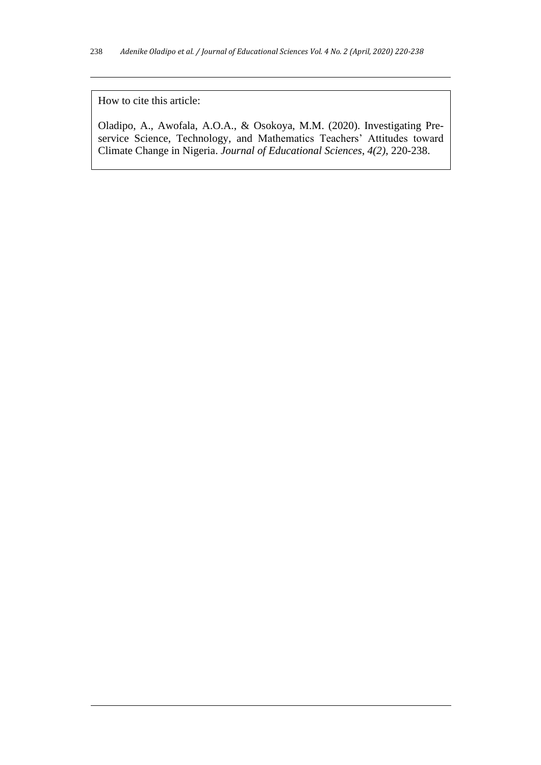How to cite this article:

Oladipo, A., Awofala, A.O.A., & Osokoya, M.M. (2020). Investigating Pre-service Science, Technology, and Mathematics Teachers' Attitudes toward Climate Change in Nigeria. *Journal of Educational Sciences*, *4(2)*, 220-238.